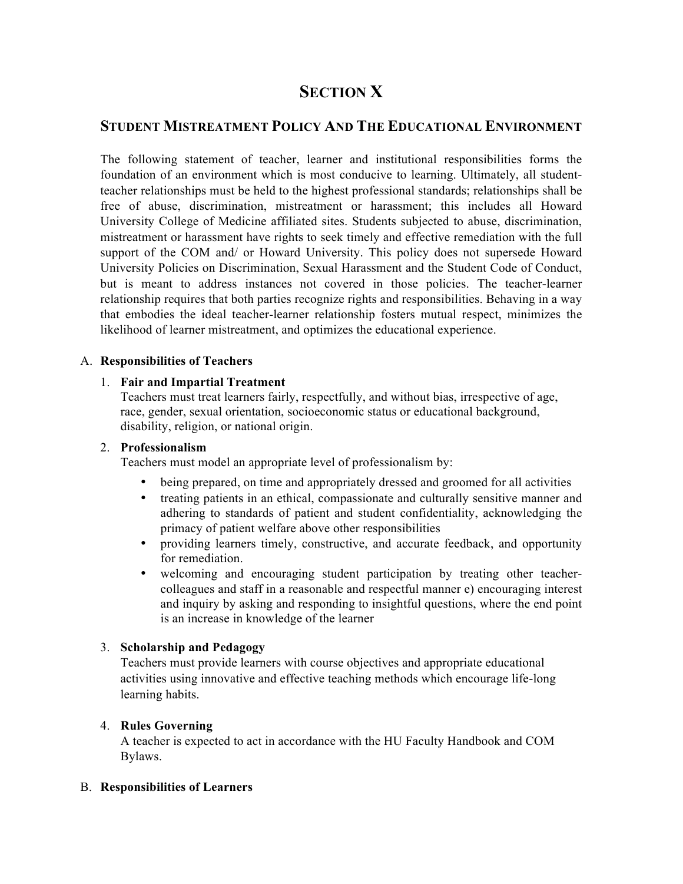# SECTION X

## STUDENT MISTREATMENT POLICY AND THE EDUCATIONAL ENVIRONMENT

The following statement of teacher, learner and institutional responsibilities forms the foundation of an environment which is most conducive to learning. Ultimately, all student-teacher relationships must be held to the highest professional standards; relationships shall be free of abuse, discrimination, mistreatment or harassment; this includes all Howard University College of Medicine affiliated sites. Students subjected to abuse, discrimination, mistreatment or harassment have rights to seek timely and effective remediation with the full support of the COM and/ or Howard University. This policy does not supersede Howard University Policies on Discrimination, Sexual Harassment and the Student Code of Conduct, but is meant to address instances not covered in those policies. The teacher-learner relationship requires that both parties recognize rights and responsibilities. Behaving in a way that embodies the ideal teacher-learner relationship fosters mutual respect, minimizes the likelihood of learner mistreatment, and optimizes the educational experience.

A. **Responsibilities of Teachers**

1. **Fair and Impartial Treatment**
   Teachers must treat learners fairly, respectfully, and without bias, irrespective of age, race, gender, sexual orientation, socioeconomic status or educational background, disability, religion, or national origin.

2. **Professionalism**
   Teachers must model an appropriate level of professionalism by:
   - being prepared, on time and appropriately dressed and groomed for all activities
   - treating patients in an ethical, compassionate and culturally sensitive manner and adhering to standards of patient and student confidentiality, acknowledging the primacy of patient welfare above other responsibilities
   - providing learners timely, constructive, and accurate feedback, and opportunity for remediation.
   - welcoming and encouraging student participation by treating other teacher-colleagues and staff in a reasonable and respectful manner e) encouraging interest and inquiry by asking and responding to insightful questions, where the end point is an increase in knowledge of the learner

3. **Scholarship and Pedagogy**
   Teachers must provide learners with course objectives and appropriate educational activities using innovative and effective teaching methods which encourage life-long learning habits.

4. **Rules Governing**
   A teacher is expected to act in accordance with the HU Faculty Handbook and COM Bylaws.

B. **Responsibilities of Learners**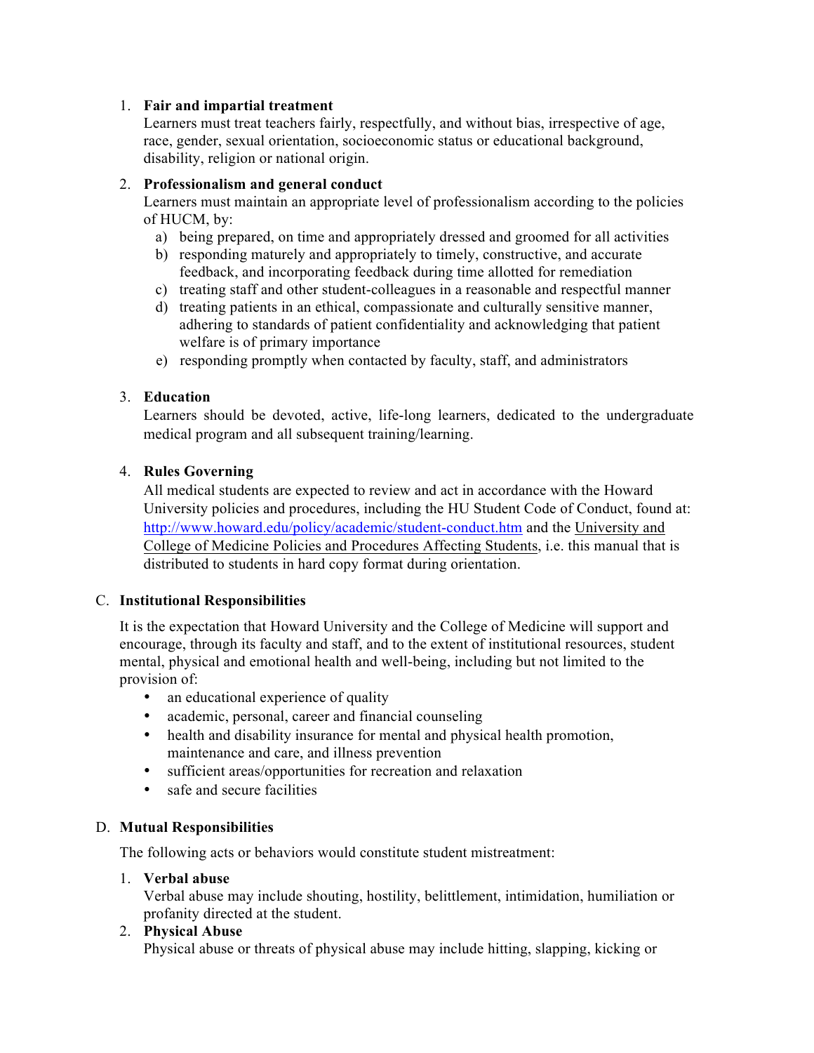1. **Fair and impartial treatment**
   Learners must treat teachers fairly, respectfully, and without bias, irrespective of age, race, gender, sexual orientation, socioeconomic status or educational background, disability, religion or national origin.

2. **Professionalism and general conduct**
   Learners must maintain an appropriate level of professionalism according to the policies of HUCM, by:
   a) being prepared, on time and appropriately dressed and groomed for all activities
   b) responding maturely and appropriately to timely, constructive, and accurate feedback, and incorporating feedback during time allotted for remediation
   c) treating staff and other student-colleagues in a reasonable and respectful manner
   d) treating patients in an ethical, compassionate and culturally sensitive manner, adhering to standards of patient confidentiality and acknowledging that patient welfare is of primary importance
   e) responding promptly when contacted by faculty, staff, and administrators

3. **Education**
   Learners should be devoted, active, life-long learners, dedicated to the undergraduate medical program and all subsequent training/learning.

4. **Rules Governing**
   All medical students are expected to review and act in accordance with the Howard University policies and procedures, including the HU Student Code of Conduct, found at: [http://www.howard.edu/policy/academic/student-conduct.htm](http://www.howard.edu/policy/academic/student-conduct.htm) and the University and College of Medicine Policies and Procedures Affecting Students, i.e. this manual that is distributed to students in hard copy format during orientation.

## C. Institutional Responsibilities

It is the expectation that Howard University and the College of Medicine will support and encourage, through its faculty and staff, and to the extent of institutional resources, student mental, physical and emotional health and well-being, including but not limited to the provision of:

- an educational experience of quality
- academic, personal, career and financial counseling
- health and disability insurance for mental and physical health promotion, maintenance and care, and illness prevention
- sufficient areas/opportunities for recreation and relaxation
- safe and secure facilities

## D. Mutual Responsibilities

The following acts or behaviors would constitute student mistreatment:

1. **Verbal abuse**
   Verbal abuse may include shouting, hostility, belittlement, intimidation, humiliation or profanity directed at the student.
2. **Physical Abuse**
   Physical abuse or threats of physical abuse may include hitting, slapping, kicking or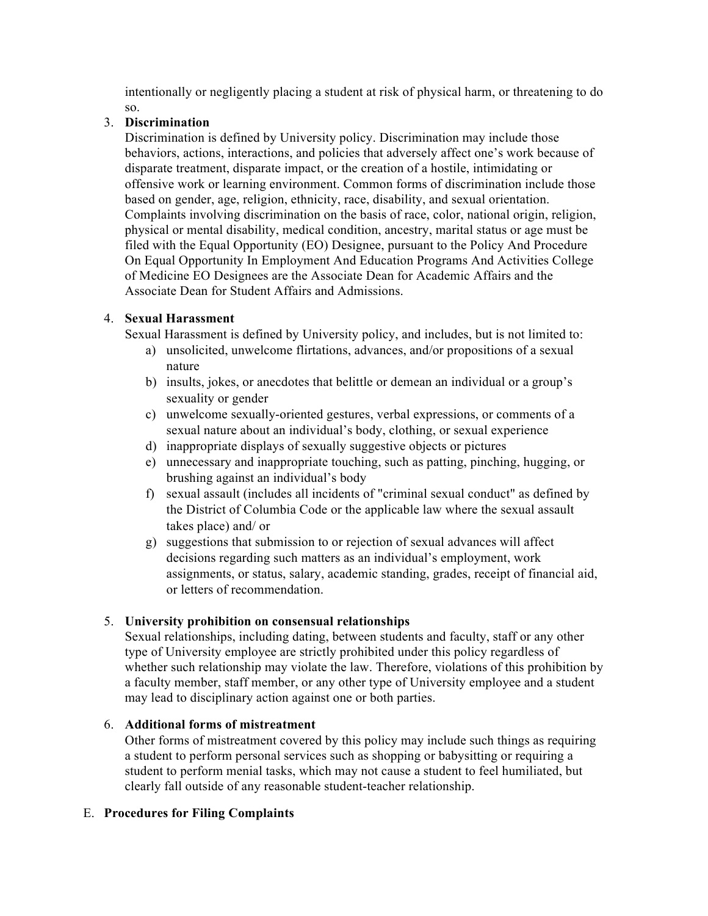intentionally or negligently placing a student at risk of physical harm, or threatening to do so.

3. **Discrimination**
   Discrimination is defined by University policy. Discrimination may include those behaviors, actions, interactions, and policies that adversely affect one's work because of disparate treatment, disparate impact, or the creation of a hostile, intimidating or offensive work or learning environment. Common forms of discrimination include those based on gender, age, religion, ethnicity, race, disability, and sexual orientation. Complaints involving discrimination on the basis of race, color, national origin, religion, physical or mental disability, medical condition, ancestry, marital status or age must be filed with the Equal Opportunity (EO) Designee, pursuant to the Policy And Procedure On Equal Opportunity In Employment And Education Programs And Activities College of Medicine EO Designees are the Associate Dean for Academic Affairs and the Associate Dean for Student Affairs and Admissions.

4. **Sexual Harassment**
   Sexual Harassment is defined by University policy, and includes, but is not limited to:
   a) unsolicited, unwelcome flirtations, advances, and/or propositions of a sexual nature
   b) insults, jokes, or anecdotes that belittle or demean an individual or a group's sexuality or gender
   c) unwelcome sexually-oriented gestures, verbal expressions, or comments of a sexual nature about an individual's body, clothing, or sexual experience
   d) inappropriate displays of sexually suggestive objects or pictures
   e) unnecessary and inappropriate touching, such as patting, pinching, hugging, or brushing against an individual's body
   f) sexual assault (includes all incidents of "criminal sexual conduct" as defined by the District of Columbia Code or the applicable law where the sexual assault takes place) and/ or
   g) suggestions that submission to or rejection of sexual advances will affect decisions regarding such matters as an individual's employment, work assignments, or status, salary, academic standing, grades, receipt of financial aid, or letters of recommendation.

5. **University prohibition on consensual relationships**
   Sexual relationships, including dating, between students and faculty, staff or any other type of University employee are strictly prohibited under this policy regardless of whether such relationship may violate the law. Therefore, violations of this prohibition by a faculty member, staff member, or any other type of University employee and a student may lead to disciplinary action against one or both parties.

6. **Additional forms of mistreatment**
   Other forms of mistreatment covered by this policy may include such things as requiring a student to perform personal services such as shopping or babysitting or requiring a student to perform menial tasks, which may not cause a student to feel humiliated, but clearly fall outside of any reasonable student-teacher relationship.

E. **Procedures for Filing Complaints**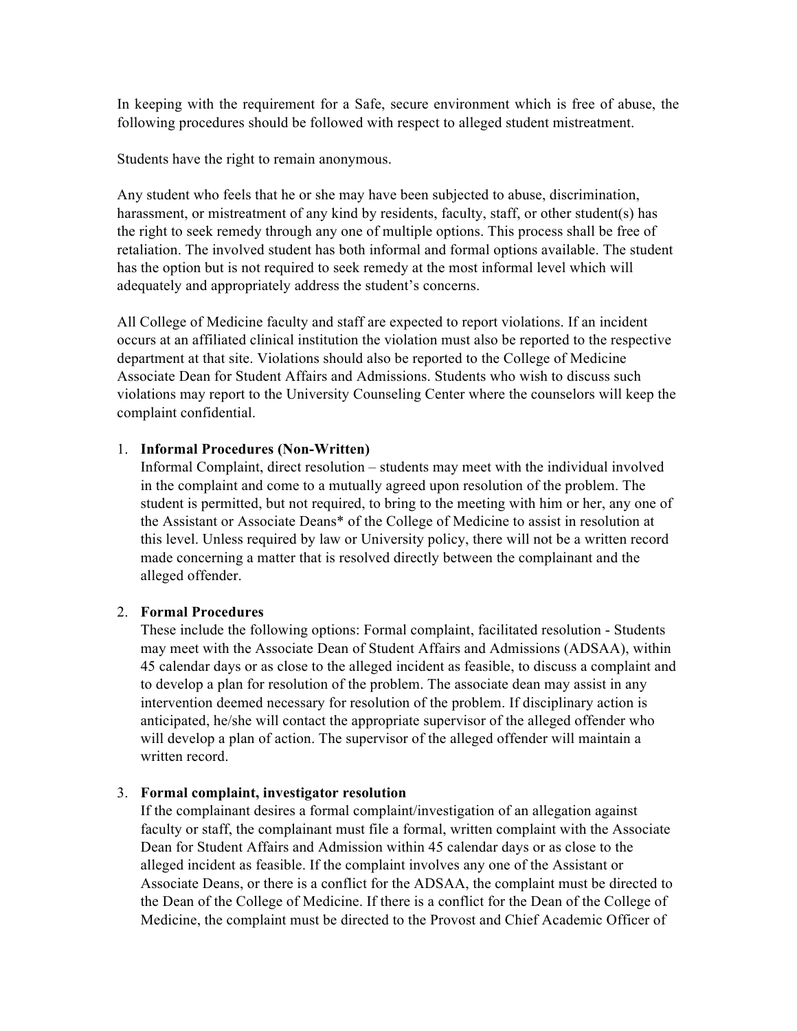In keeping with the requirement for a Safe, secure environment which is free of abuse, the following procedures should be followed with respect to alleged student mistreatment.

Students have the right to remain anonymous.

Any student who feels that he or she may have been subjected to abuse, discrimination, harassment, or mistreatment of any kind by residents, faculty, staff, or other student(s) has the right to seek remedy through any one of multiple options. This process shall be free of retaliation. The involved student has both informal and formal options available. The student has the option but is not required to seek remedy at the most informal level which will adequately and appropriately address the student's concerns.

All College of Medicine faculty and staff are expected to report violations. If an incident occurs at an affiliated clinical institution the violation must also be reported to the respective department at that site. Violations should also be reported to the College of Medicine Associate Dean for Student Affairs and Admissions. Students who wish to discuss such violations may report to the University Counseling Center where the counselors will keep the complaint confidential.

1. **Informal Procedures (Non-Written)**
   Informal Complaint, direct resolution – students may meet with the individual involved in the complaint and come to a mutually agreed upon resolution of the problem. The student is permitted, but not required, to bring to the meeting with him or her, any one of the Assistant or Associate Deans* of the College of Medicine to assist in resolution at this level. Unless required by law or University policy, there will not be a written record made concerning a matter that is resolved directly between the complainant and the alleged offender.

2. **Formal Procedures**
   These include the following options: Formal complaint, facilitated resolution - Students may meet with the Associate Dean of Student Affairs and Admissions (ADSAA), within 45 calendar days or as close to the alleged incident as feasible, to discuss a complaint and to develop a plan for resolution of the problem. The associate dean may assist in any intervention deemed necessary for resolution of the problem. If disciplinary action is anticipated, he/she will contact the appropriate supervisor of the alleged offender who will develop a plan of action. The supervisor of the alleged offender will maintain a written record.

3. **Formal complaint, investigator resolution**
   If the complainant desires a formal complaint/investigation of an allegation against faculty or staff, the complainant must file a formal, written complaint with the Associate Dean for Student Affairs and Admission within 45 calendar days or as close to the alleged incident as feasible. If the complaint involves any one of the Assistant or Associate Deans, or there is a conflict for the ADSAA, the complaint must be directed to the Dean of the College of Medicine. If there is a conflict for the Dean of the College of Medicine, the complaint must be directed to the Provost and Chief Academic Officer of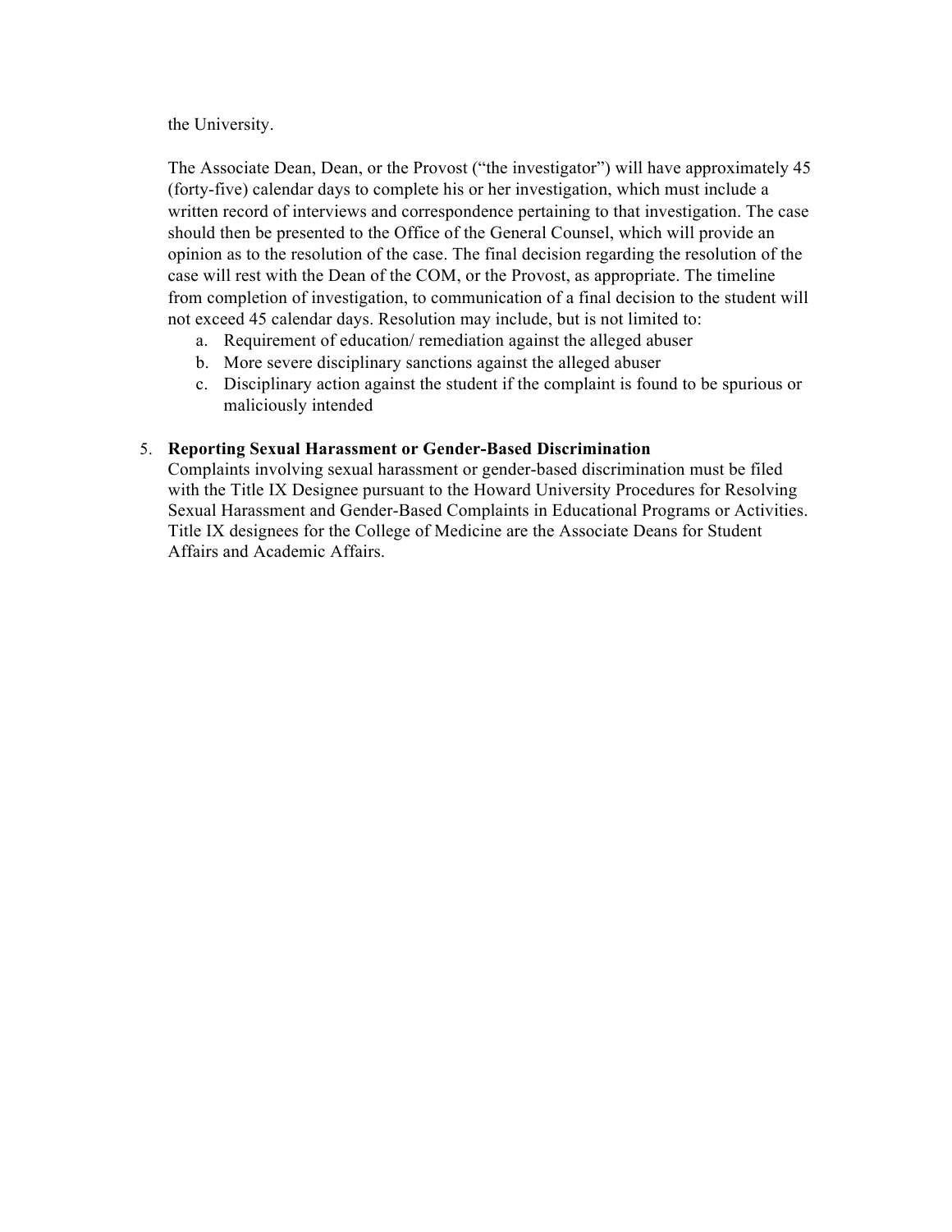the University.

The Associate Dean, Dean, or the Provost (“the investigator”) will have approximately 45 (forty-five) calendar days to complete his or her investigation, which must include a written record of interviews and correspondence pertaining to that investigation. The case should then be presented to the Office of the General Counsel, which will provide an opinion as to the resolution of the case. The final decision regarding the resolution of the case will rest with the Dean of the COM, or the Provost, as appropriate. The timeline from completion of investigation, to communication of a final decision to the student will not exceed 45 calendar days. Resolution may include, but is not limited to:

a. Requirement of education/ remediation against the alleged abuser
b. More severe disciplinary sanctions against the alleged abuser
c. Disciplinary action against the student if the complaint is found to be spurious or maliciously intended

5. **Reporting Sexual Harassment or Gender-Based Discrimination**
   Complaints involving sexual harassment or gender-based discrimination must be filed with the Title IX Designee pursuant to the Howard University Procedures for Resolving Sexual Harassment and Gender-Based Complaints in Educational Programs or Activities. Title IX designees for the College of Medicine are the Associate Deans for Student Affairs and Academic Affairs.